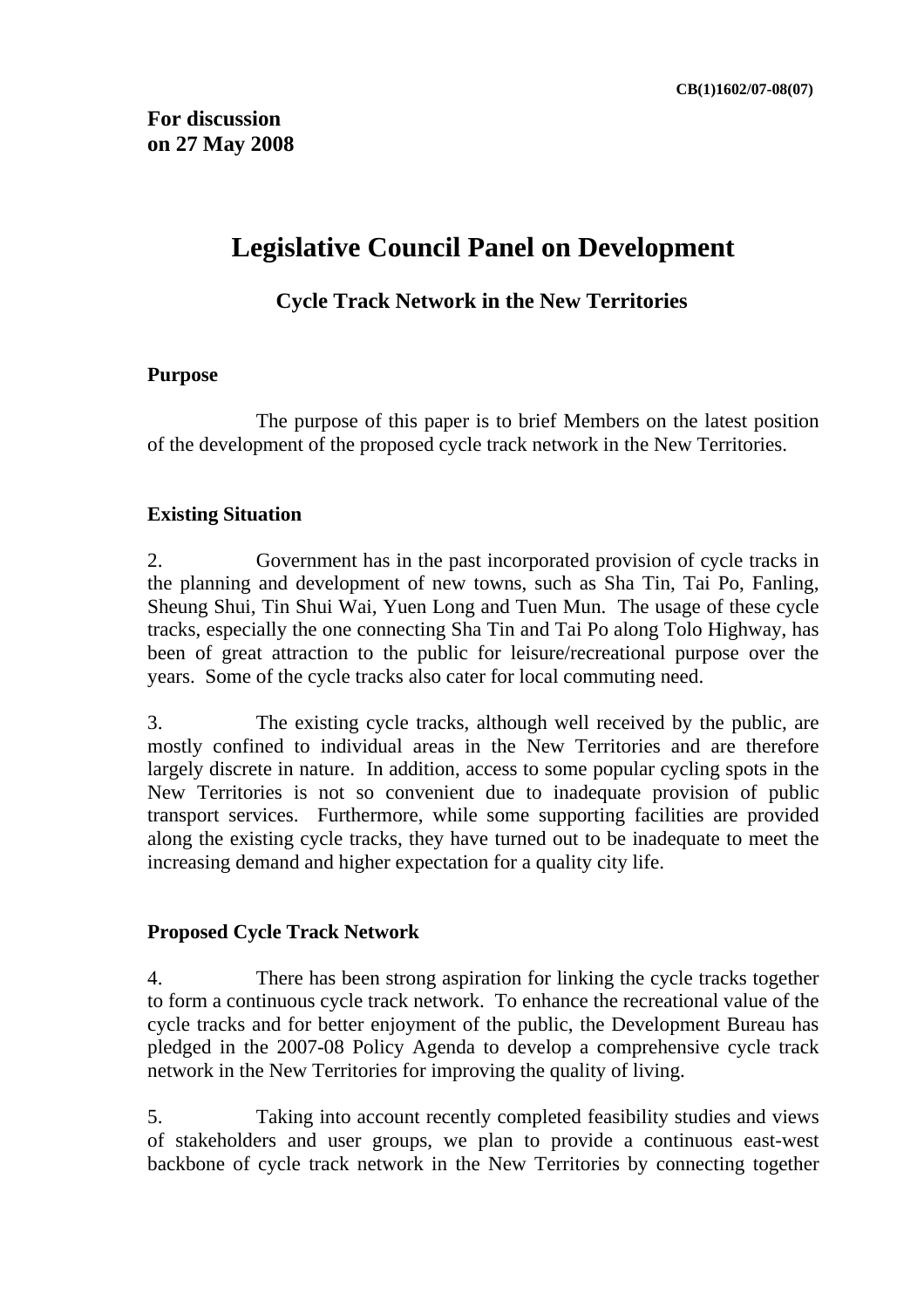CB(1)1602/07-08(07)

**For discussion on 27 May 2008**

# Legislative Council Panel on Development

## Cycle Track Network in the New Territories

### Purpose

The purpose of this paper is to brief Members on the latest position of the development of the proposed cycle track network in the New Territories.

### Existing Situation

2. Government has in the past incorporated provision of cycle tracks in the planning and development of new towns, such as Sha Tin, Tai Po, Fanling, Sheung Shui, Tin Shui Wai, Yuen Long and Tuen Mun. The usage of these cycle tracks, especially the one connecting Sha Tin and Tai Po along Tolo Highway, has been of great attraction to the public for leisure/recreational purpose over the years. Some of the cycle tracks also cater for local commuting need.

3. The existing cycle tracks, although well received by the public, are mostly confined to individual areas in the New Territories and are therefore largely discrete in nature. In addition, access to some popular cycling spots in the New Territories is not so convenient due to inadequate provision of public transport services. Furthermore, while some supporting facilities are provided along the existing cycle tracks, they have turned out to be inadequate to meet the increasing demand and higher expectation for a quality city life.

### Proposed Cycle Track Network

4. There has been strong aspiration for linking the cycle tracks together to form a continuous cycle track network. To enhance the recreational value of the cycle tracks and for better enjoyment of the public, the Development Bureau has pledged in the 2007-08 Policy Agenda to develop a comprehensive cycle track network in the New Territories for improving the quality of living.

5. Taking into account recently completed feasibility studies and views of stakeholders and user groups, we plan to provide a continuous east-west backbone of cycle track network in the New Territories by connecting together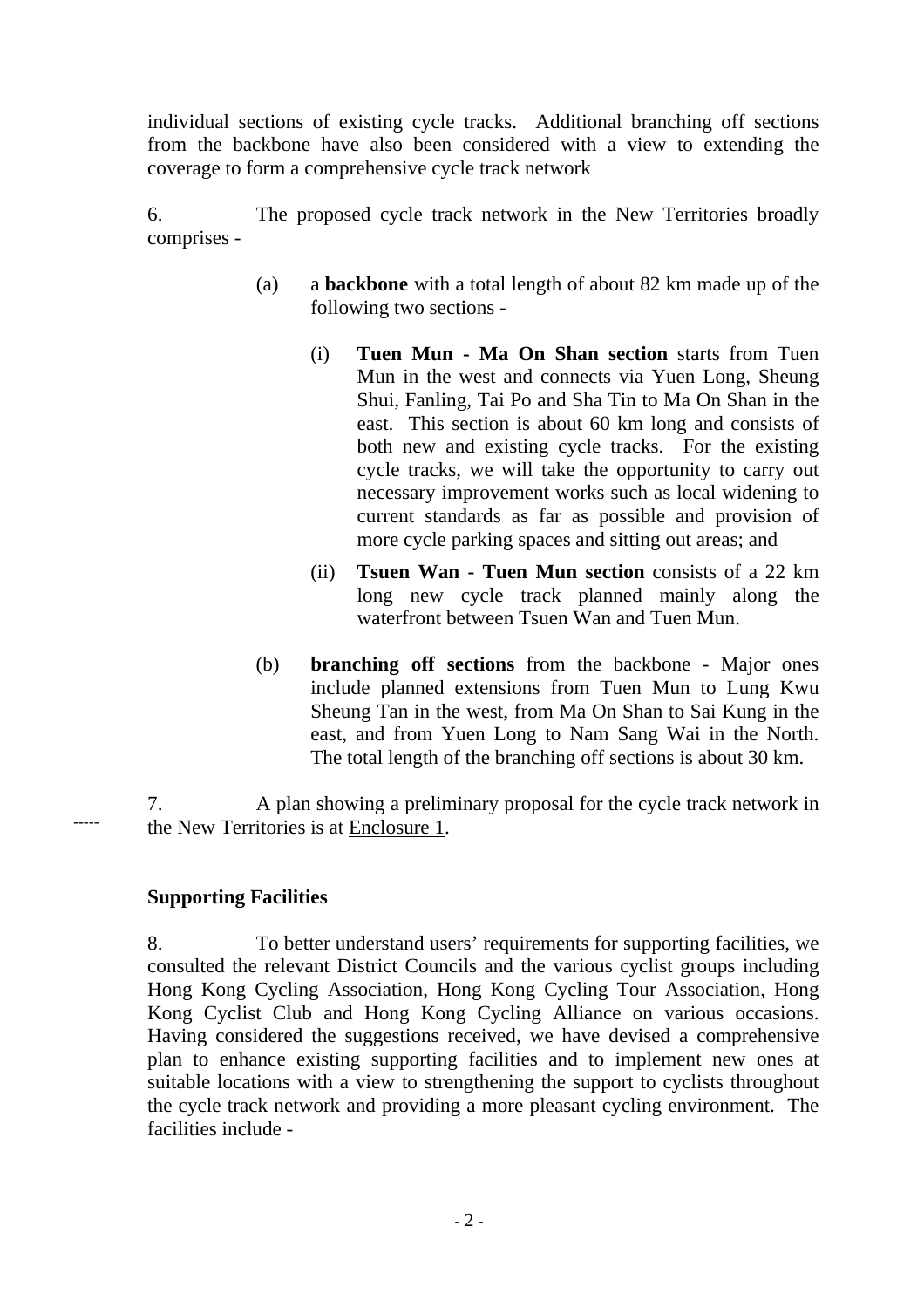individual sections of existing cycle tracks. Additional branching off sections from the backbone have also been considered with a view to extending the coverage to form a comprehensive cycle track network

6. The proposed cycle track network in the New Territories broadly comprises -

(a) a **backbone** with a total length of about 82 km made up of the following two sections -

   (i) **Tuen Mun - Ma On Shan section** starts from Tuen Mun in the west and connects via Yuen Long, Sheung Shui, Fanling, Tai Po and Sha Tin to Ma On Shan in the east. This section is about 60 km long and consists of both new and existing cycle tracks. For the existing cycle tracks, we will take the opportunity to carry out necessary improvement works such as local widening to current standards as far as possible and provision of more cycle parking spaces and sitting out areas; and

   (ii) **Tsuen Wan - Tuen Mun section** consists of a 22 km long new cycle track planned mainly along the waterfront between Tsuen Wan and Tuen Mun.

(b) **branching off sections** from the backbone - Major ones include planned extensions from Tuen Mun to Lung Kwu Sheung Tan in the west, from Ma On Shan to Sai Kung in the east, and from Yuen Long to Nam Sang Wai in the North. The total length of the branching off sections is about 30 km.

7. A plan showing a preliminary proposal for the cycle track network in the New Territories is at Enclosure 1.

### Supporting Facilities

8. To better understand users' requirements for supporting facilities, we consulted the relevant District Councils and the various cyclist groups including Hong Kong Cycling Association, Hong Kong Cycling Tour Association, Hong Kong Cyclist Club and Hong Kong Cycling Alliance on various occasions. Having considered the suggestions received, we have devised a comprehensive plan to enhance existing supporting facilities and to implement new ones at suitable locations with a view to strengthening the support to cyclists throughout the cycle track network and providing a more pleasant cycling environment. The facilities include -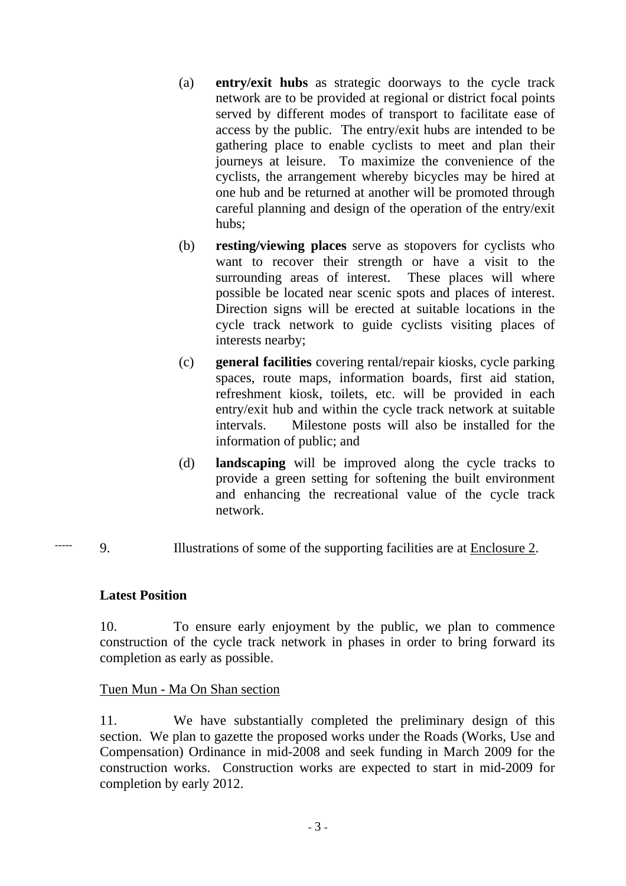(a) **entry/exit hubs** as strategic doorways to the cycle track network are to be provided at regional or district focal points served by different modes of transport to facilitate ease of access by the public. The entry/exit hubs are intended to be gathering place to enable cyclists to meet and plan their journeys at leisure. To maximize the convenience of the cyclists, the arrangement whereby bicycles may be hired at one hub and be returned at another will be promoted through careful planning and design of the operation of the entry/exit hubs;

(b) **resting/viewing places** serve as stopovers for cyclists who want to recover their strength or have a visit to the surrounding areas of interest. These places will where possible be located near scenic spots and places of interest. Direction signs will be erected at suitable locations in the cycle track network to guide cyclists visiting places of interests nearby;

(c) **general facilities** covering rental/repair kiosks, cycle parking spaces, route maps, information boards, first aid station, refreshment kiosk, toilets, etc. will be provided in each entry/exit hub and within the cycle track network at suitable intervals. Milestone posts will also be installed for the information of public; and

(d) **landscaping** will be improved along the cycle tracks to provide a green setting for softening the built environment and enhancing the recreational value of the cycle track network.

----- 9. Illustrations of some of the supporting facilities are at Enclosure 2.

**Latest Position**

10. To ensure early enjoyment by the public, we plan to commence construction of the cycle track network in phases in order to bring forward its completion as early as possible.

Tuen Mun - Ma On Shan section

11. We have substantially completed the preliminary design of this section. We plan to gazette the proposed works under the Roads (Works, Use and Compensation) Ordinance in mid-2008 and seek funding in March 2009 for the construction works. Construction works are expected to start in mid-2009 for completion by early 2012.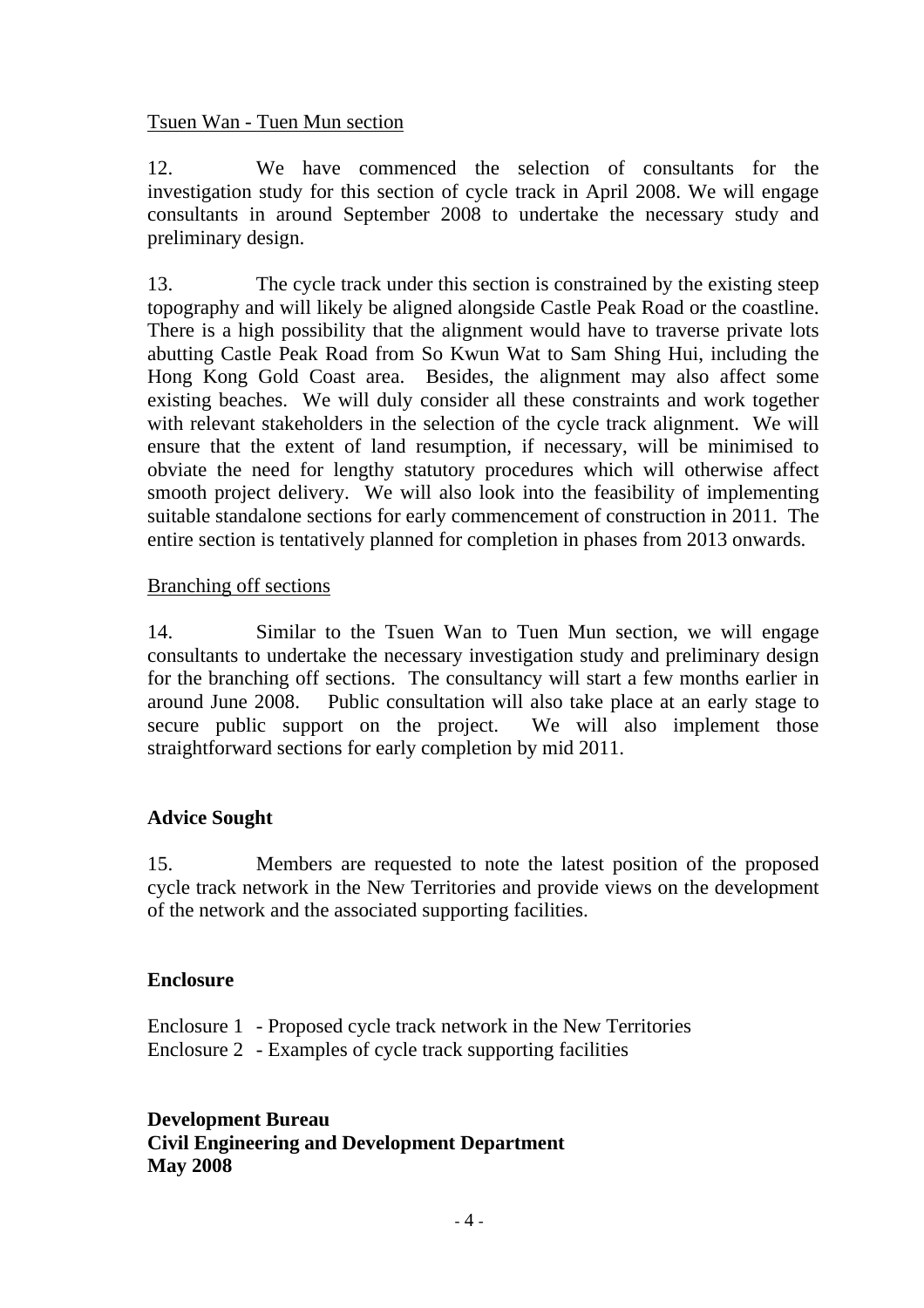Tsuen Wan - Tuen Mun section

12. We have commenced the selection of consultants for the investigation study for this section of cycle track in April 2008. We will engage consultants in around September 2008 to undertake the necessary study and preliminary design.

13. The cycle track under this section is constrained by the existing steep topography and will likely be aligned alongside Castle Peak Road or the coastline. There is a high possibility that the alignment would have to traverse private lots abutting Castle Peak Road from So Kwun Wat to Sam Shing Hui, including the Hong Kong Gold Coast area. Besides, the alignment may also affect some existing beaches. We will duly consider all these constraints and work together with relevant stakeholders in the selection of the cycle track alignment. We will ensure that the extent of land resumption, if necessary, will be minimised to obviate the need for lengthy statutory procedures which will otherwise affect smooth project delivery. We will also look into the feasibility of implementing suitable standalone sections for early commencement of construction in 2011. The entire section is tentatively planned for completion in phases from 2013 onwards.

Branching off sections

14. Similar to the Tsuen Wan to Tuen Mun section, we will engage consultants to undertake the necessary investigation study and preliminary design for the branching off sections. The consultancy will start a few months earlier in around June 2008. Public consultation will also take place at an early stage to secure public support on the project. We will also implement those straightforward sections for early completion by mid 2011.

## Advice Sought

15. Members are requested to note the latest position of the proposed cycle track network in the New Territories and provide views on the development of the network and the associated supporting facilities.

## Enclosure

Enclosure 1 - Proposed cycle track network in the New Territories
Enclosure 2 - Examples of cycle track supporting facilities

**Development Bureau**
**Civil Engineering and Development Department**
**May 2008**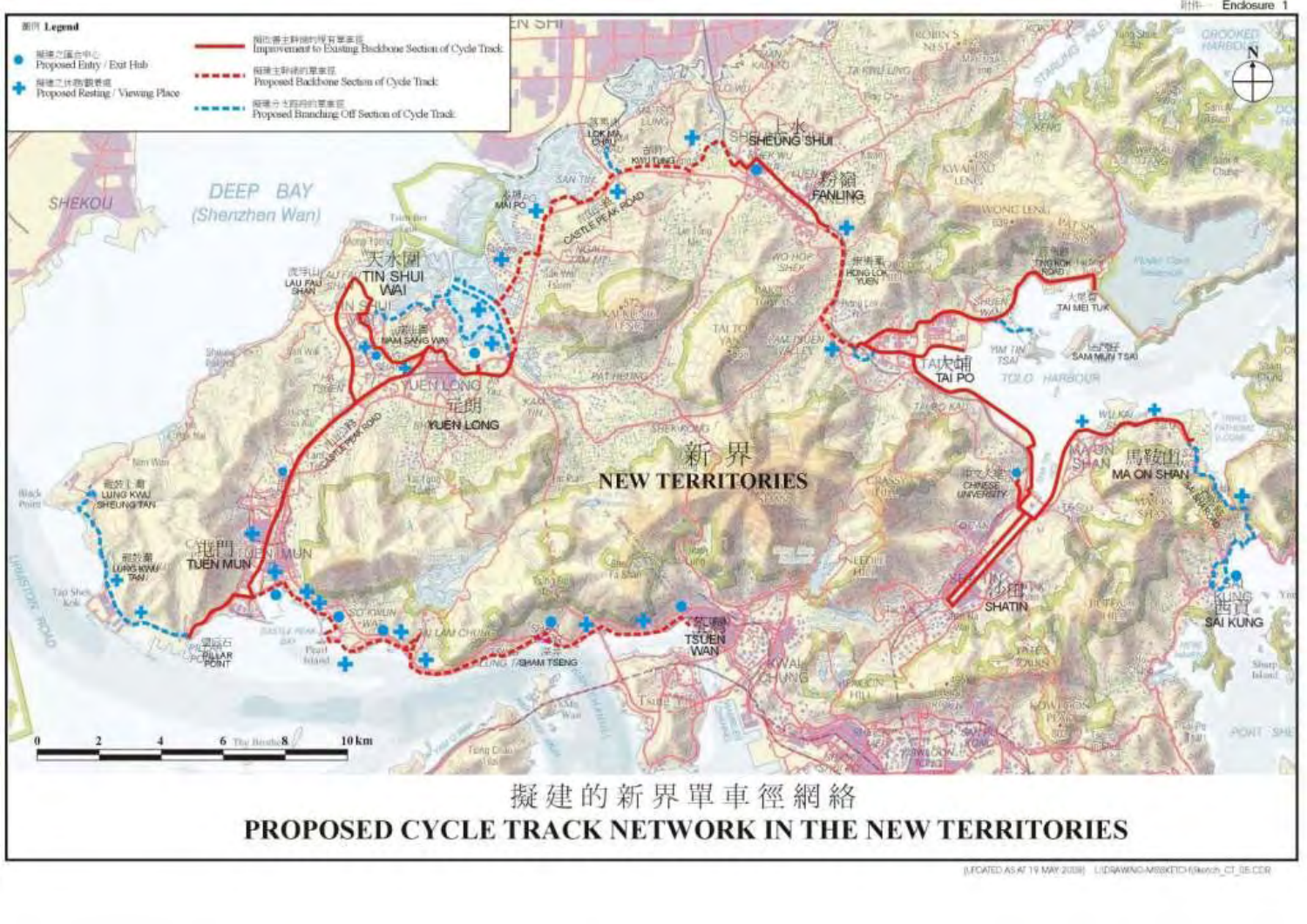附件 Enclosure 1

# 擬建的新界單車徑網絡

# PROPOSED CYCLE TRACK NETWORK IN THE NEW TERRITORIES

圖例 Legend

- 擬建之匯合中心 Proposed Entry / Exit Hub
- 擬建之休憩/觀景處 Proposed Resting / Viewing Place
- 擬改善主幹線的現有單車徑 Improvement to Existing Backbone Section of Cycle Track
- 擬建主幹線的單車徑 Proposed Backbone Section of Cycle Track
- 擬建分支路段的單車徑 Proposed Branching Off Section of Cycle Track

(UPDATED AS AT 19 MAY 2008)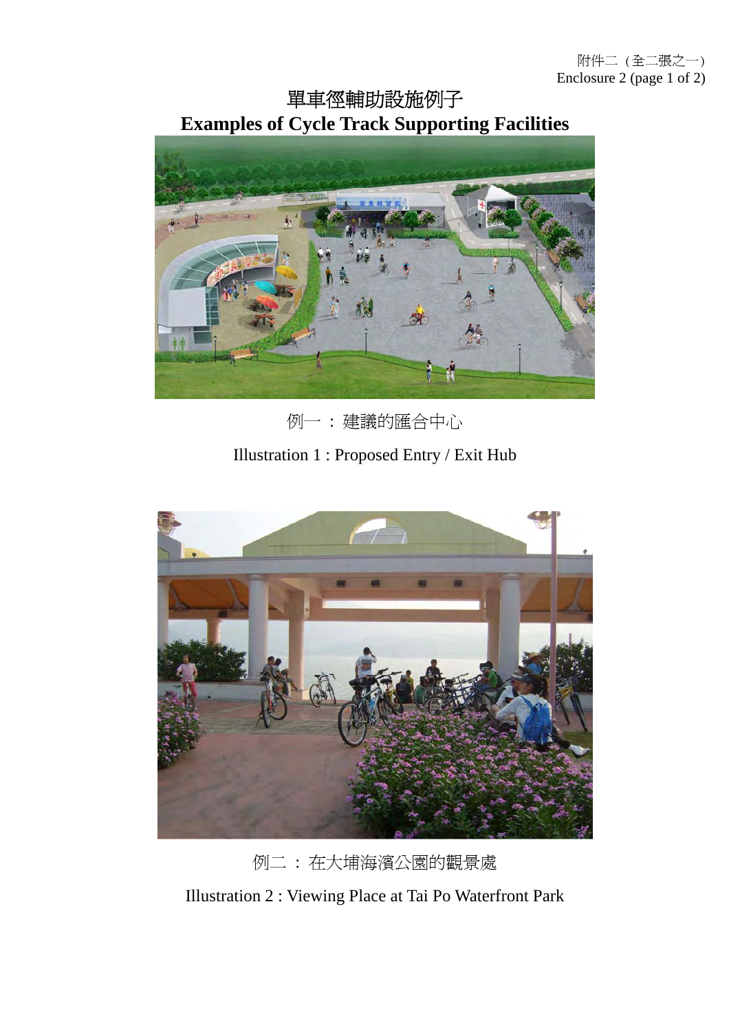附件二（全二張之一）
Enclosure 2 (page 1 of 2)

# 單車徑輔助設施例子
# Examples of Cycle Track Supporting Facilities

例一 ： 建議的匯合中心

Illustration 1 : Proposed Entry / Exit Hub

例二 ： 在大埔海濱公園的觀景處

Illustration 2 : Viewing Place at Tai Po Waterfront Park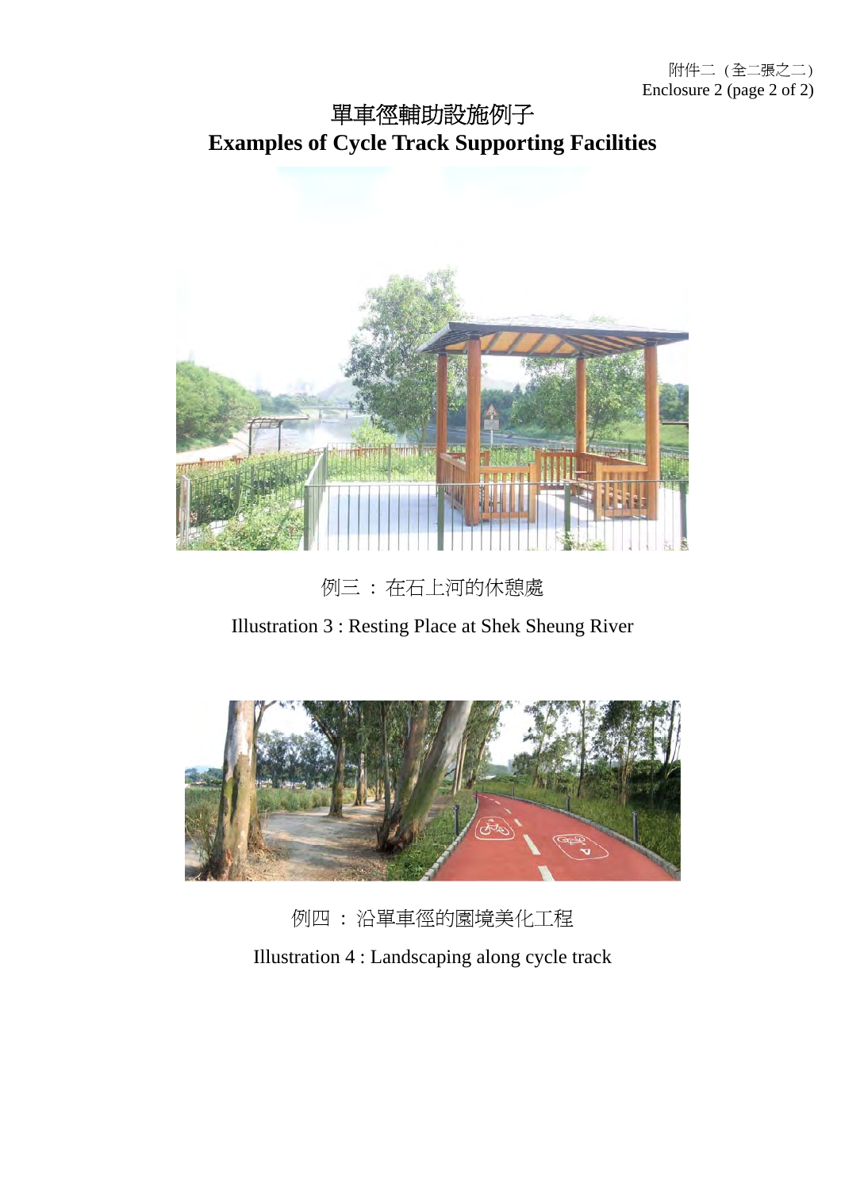附件二（全二張之二）
Enclosure 2 (page 2 of 2)

# 單車徑輔助設施例子
# Examples of Cycle Track Supporting Facilities

例三 ： 在石上河的休憩處

Illustration 3 : Resting Place at Shek Sheung River

例四 ： 沿單車徑的園境美化工程

Illustration 4 : Landscaping along cycle track